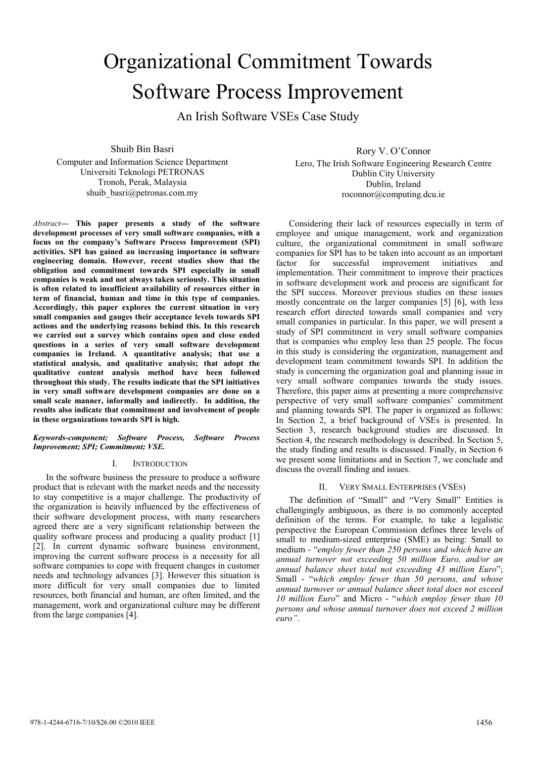# Organizational Commitment Towards Software Process Improvement

An Irish Software VSEs Case Study

Shuib Bin Basri
Computer and Information Science Department
Universiti Teknologi PETRONAS
Tronoh, Perak, Malaysia
shuib_basri@petronas.com.my

Rory V. O'Connor
Lero, The Irish Software Engineering Research Centre
Dublin City University
Dublin, Ireland
roconnor@computing.dcu.ie

*Abstract*— **This paper presents a study of the software development processes of very small software companies, with a focus on the company's Software Process Improvement (SPI) activities. SPI has gained an increasing importance in software engineering domain. However, recent studies show that the obligation and commitment towards SPI especially in small companies is weak and not always taken seriously. This situation is often related to insufficient availability of resources either in term of financial, human and time in this type of companies. Accordingly, this paper explores the current situation in very small companies and gauges their acceptance levels towards SPI actions and the underlying reasons behind this. In this research we carried out a survey which contains open and close ended questions in a series of very small software development companies in Ireland. A quantitative analysis; that use a statistical analysis, and qualitative analysis; that adopt the qualitative content analysis method have been followed throughout this study. The results indicate that the SPI initiatives in very small software development companies are done on a small scale manner, informally and indirectly. In addition, the results also indicate that commitment and involvement of people in these organizations towards SPI is high.**

***Keywords-component; Software Process, Software Process Improvement; SPI; Commitment; VSE.***

## I. Introduction

In the software business the pressure to produce a software product that is relevant with the market needs and the necessity to stay competitive is a major challenge. The productivity of the organization is heavily influenced by the effectiveness of their software development process, with many researchers agreed there are a very significant relationship between the quality software process and producing a quality product [1] [2]. In current dynamic software business environment, improving the current software process is a necessity for all software companies to cope with frequent changes in customer needs and technology advances [3]. However this situation is more difficult for very small companies due to limited resources, both financial and human, are often limited, and the management, work and organizational culture may be different from the large companies [4].

Considering their lack of resources especially in term of employee and unique management, work and organization culture, the organizational commitment in small software companies for SPI has to be taken into account as an important factor for successful improvement initiatives and implementation. Their commitment to improve their practices in software development work and process are significant for the SPI success. Moreover previous studies on these issues mostly concentrate on the larger companies [5] [6], with less research effort directed towards small companies and very small companies in particular. In this paper, we will present a study of SPI commitment in very small software companies that is companies who employ less than 25 people. The focus in this study is considering the organization, management and development team commitment towards SPI. In addition the study is concerning the organization goal and planning issue in very small software companies towards the study issues. Therefore, this paper aims at presenting a more comprehensive perspective of very small software companies' commitment and planning towards SPI. The paper is organized as follows: In Section 2, a brief background of VSEs is presented. In Section 3, research background studies are discussed. In Section 4, the research methodology is described. In Section 5, the study finding and results is discussed. Finally, in Section 6 we present some limitations and in Section 7, we conclude and discuss the overall finding and issues.

## II. Very Small Enterprises (VSEs)

The definition of "Small" and "Very Small" Entities is challengingly ambiguous, as there is no commonly accepted definition of the terms. For example, to take a legalistic perspective the European Commission defines three levels of small to medium-sized enterprise (SME) as being: Small to medium - "*employ fewer than 250 persons and which have an annual turnover not exceeding 50 million Euro, and/or an annual balance sheet total not exceeding 43 million Euro*"; Small - "*which employ fewer than 50 persons, and whose annual turnover or annual balance sheet total does not exceed 10 million Euro*" and Micro - "*which employ fewer than 10 persons and whose annual turnover does not exceed 2 million euro"*.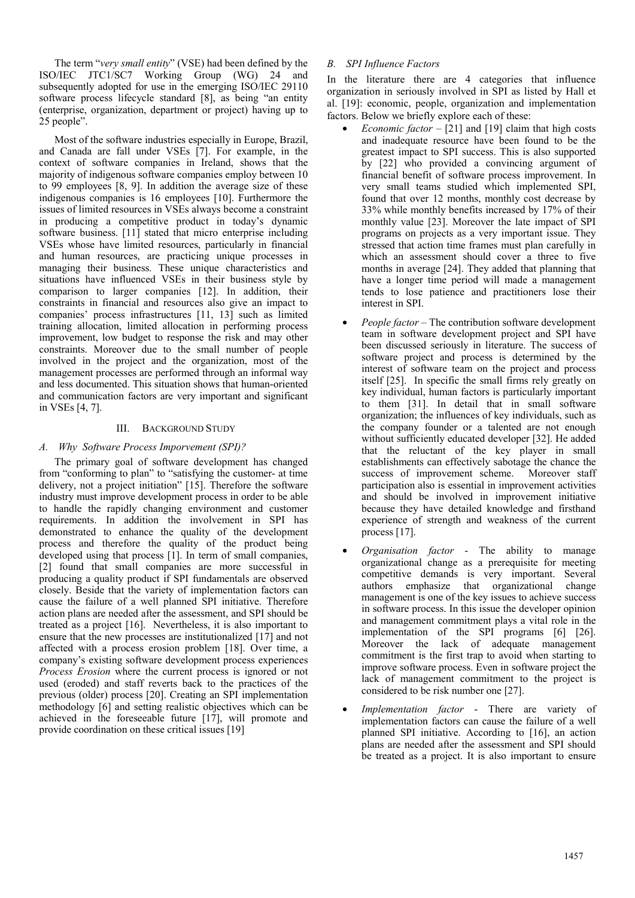The term "*very small entity*" (VSE) had been defined by the ISO/IEC JTC1/SC7 Working Group (WG) 24 and subsequently adopted for use in the emerging ISO/IEC 29110 software process lifecycle standard [8], as being "an entity (enterprise, organization, department or project) having up to 25 people".

Most of the software industries especially in Europe, Brazil, and Canada are fall under VSEs [7]. For example, in the context of software companies in Ireland, shows that the majority of indigenous software companies employ between 10 to 99 employees [8, 9]. In addition the average size of these indigenous companies is 16 employees [10]. Furthermore the issues of limited resources in VSEs always become a constraint in producing a competitive product in today's dynamic software business. [11] stated that micro enterprise including VSEs whose have limited resources, particularly in financial and human resources, are practicing unique processes in managing their business. These unique characteristics and situations have influenced VSEs in their business style by comparison to larger companies [12]. In addition, their constraints in financial and resources also give an impact to companies' process infrastructures [11, 13] such as limited training allocation, limited allocation in performing process improvement, low budget to response the risk and may other constraints. Moreover due to the small number of people involved in the project and the organization, most of the management processes are performed through an informal way and less documented. This situation shows that human-oriented and communication factors are very important and significant in VSEs [4, 7].

## III. BACKGROUND STUDY

### A. Why Software Process Imporvement (SPI)?

The primary goal of software development has changed from "conforming to plan" to "satisfying the customer- at time delivery, not a project initiation" [15]. Therefore the software industry must improve development process in order to be able to handle the rapidly changing environment and customer requirements. In addition the involvement in SPI has demonstrated to enhance the quality of the development process and therefore the quality of the product being developed using that process [1]. In term of small companies, [2] found that small companies are more successful in producing a quality product if SPI fundamentals are observed closely. Beside that the variety of implementation factors can cause the failure of a well planned SPI initiative. Therefore action plans are needed after the assessment, and SPI should be treated as a project [16]. Nevertheless, it is also important to ensure that the new processes are institutionalized [17] and not affected with a process erosion problem [18]. Over time, a company's existing software development process experiences *Process Erosion* where the current process is ignored or not used (eroded) and staff reverts back to the practices of the previous (older) process [20]. Creating an SPI implementation methodology [6] and setting realistic objectives which can be achieved in the foreseeable future [17], will promote and provide coordination on these critical issues [19]

### B. SPI Influence Factors

In the literature there are 4 categories that influence organization in seriously involved in SPI as listed by Hall et al. [19]: economic, people, organization and implementation factors. Below we briefly explore each of these:

- *Economic factor* – [21] and [19] claim that high costs and inadequate resource have been found to be the greatest impact to SPI success. This is also supported by [22] who provided a convincing argument of financial benefit of software process improvement. In very small teams studied which implemented SPI, found that over 12 months, monthly cost decrease by 33% while monthly benefits increased by 17% of their monthly value [23]. Moreover the late impact of SPI programs on projects as a very important issue. They stressed that action time frames must plan carefully in which an assessment should cover a three to five months in average [24]. They added that planning that have a longer time period will made a management tends to lose patience and practitioners lose their interest in SPI.
- *People factor* – The contribution software development team in software development project and SPI have been discussed seriously in literature. The success of software project and process is determined by the interest of software team on the project and process itself [25]. In specific the small firms rely greatly on key individual, human factors is particularly important to them [31]. In detail that in small software organization; the influences of key individuals, such as the company founder or a talented are not enough without sufficiently educated developer [32]. He added that the reluctant of the key player in small establishments can effectively sabotage the chance the success of improvement scheme. Moreover staff participation also is essential in improvement activities and should be involved in improvement initiative because they have detailed knowledge and firsthand experience of strength and weakness of the current process [17].
- *Organisation factor* - The ability to manage organizational change as a prerequisite for meeting competitive demands is very important. Several authors emphasize that organizational change management is one of the key issues to achieve success in software process. In this issue the developer opinion and management commitment plays a vital role in the implementation of the SPI programs [6] [26]. Moreover the lack of adequate management commitment is the first trap to avoid when starting to improve software process. Even in software project the lack of management commitment to the project is considered to be risk number one [27].
- *Implementation factor* - There are variety of implementation factors can cause the failure of a well planned SPI initiative. According to [16], an action plans are needed after the assessment and SPI should be treated as a project. It is also important to ensure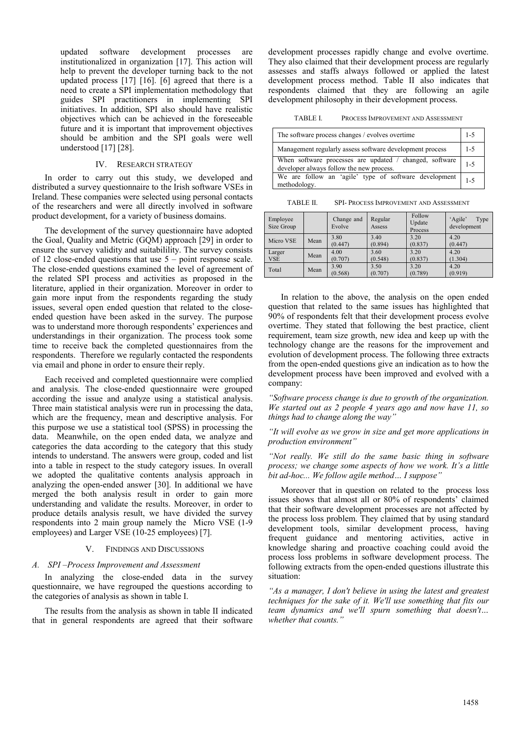updated software development processes are institutionalized in organization [17]. This action will help to prevent the developer turning back to the not updated process [17] [16]. [6] agreed that there is a need to create a SPI implementation methodology that guides SPI practitioners in implementing SPI initiatives. In addition, SPI also should have realistic objectives which can be achieved in the foreseeable future and it is important that improvement objectives should be ambition and the SPI goals were well understood [17] [28].

## IV. RESEARCH STRATEGY

In order to carry out this study, we developed and distributed a survey questionnaire to the Irish software VSEs in Ireland. These companies were selected using personal contacts of the researchers and were all directly involved in software product development, for a variety of business domains.

The development of the survey questionnaire have adopted the Goal, Quality and Metric (GQM) approach [29] in order to ensure the survey validity and suitability. The survey consists of 12 close-ended questions that use 5 – point response scale. The close-ended questions examined the level of agreement of the related SPI process and activities as proposed in the literature, applied in their organization. Moreover in order to gain more input from the respondents regarding the study issues, several open ended question that related to the close-ended question have been asked in the survey. The purpose was to understand more thorough respondents' experiences and understandings in their organization. The process took some time to receive back the completed questionnaires from the respondents. Therefore we regularly contacted the respondents via email and phone in order to ensure their reply.

Each received and completed questionnaire were complied and analysis. The close-ended questionnaire were grouped according the issue and analyze using a statistical analysis. Three main statistical analysis were run in processing the data, which are the frequency, mean and descriptive analysis. For this purpose we use a statistical tool (SPSS) in processing the data. Meanwhile, on the open ended data, we analyze and categories the data according to the category that this study intends to understand. The answers were group, coded and list into a table in respect to the study category issues. In overall we adopted the qualitative contents analysis approach in analyzing the open-ended answer [30]. In additional we have merged the both analysis result in order to gain more understanding and validate the results. Moreover, in order to produce details analysis result, we have divided the survey respondents into 2 main group namely the Micro VSE (1-9 employees) and Larger VSE (10-25 employees) [7].

## V. FINDINGS AND DISCUSSIONS

### A. SPI –Process Improvement and Assessment

In analyzing the close-ended data in the survey questionnaire, we have regrouped the questions according to the categories of analysis as shown in table I.

The results from the analysis as shown in table II indicated that in general respondents are agreed that their software development processes rapidly change and evolve overtime. They also claimed that their development process are regularly assesses and staffs always followed or applied the latest development process method. Table II also indicates that respondents claimed that they are following an agile development philosophy in their development process.

TABLE I. PROCESS IMPROVEMENT AND ASSESSMENT

| | |
|---|---|
| The software process changes / evolves overtime | 1-5 |
| Management regularly assess software development process | 1-5 |
| When software processes are updated / changed, software developer always follow the new process. | 1-5 |
| We are follow an 'agile' type of software development methodology. | 1-5 |

TABLE II. SPI- PROCESS IMPROVEMENT AND ASSESSMENT

| Employee Size Group | | Change and Evolve | Regular Assess | Follow Update Process | 'Agile' Type development |
|---|---|---|---|---|---|
| Micro VSE | Mean | 3.80 (0.447) | 3.40 (0.894) | 3.20 (0.837) | 4.20 (0.447) |
| Larger VSE | Mean | 4.00 (0.707) | 3.60 (0.548) | 3.20 (0.837) | 4.20 (1.304) |
| Total | Mean | 3.90 (0.568) | 3.50 (0.707) | 3.20 (0.789) | 4.20 (0.919) |

In relation to the above, the analysis on the open ended question that related to the same issues has highlighted that 90% of respondents felt that their development process evolve overtime. They stated that following the best practice, client requirement, team size growth, new idea and keep up with the technology change are the reasons for the improvement and evolution of development process. The following three extracts from the open-ended questions give an indication as to how the development process have been improved and evolved with a company:

*"Software process change is due to growth of the organization. We started out as 2 people 4 years ago and now have 11, so things had to change along the way"*

*"It will evolve as we grow in size and get more applications in production environment"*

*"Not really. We still do the same basic thing in software process; we change some aspects of how we work. It's a little bit ad-hoc... We follow agile method… I suppose"*

Moreover that in question on related to the process loss issues shows that almost all or 80% of respondents' claimed that their software development processes are not affected by the process loss problem. They claimed that by using standard development tools, similar development process, having frequent guidance and mentoring activities, active in knowledge sharing and proactive coaching could avoid the process loss problems in software development process. The following extracts from the open-ended questions illustrate this situation:

*"As a manager, I don't believe in using the latest and greatest techniques for the sake of it. We'll use something that fits our team dynamics and we'll spurn something that doesn't… whether that counts."*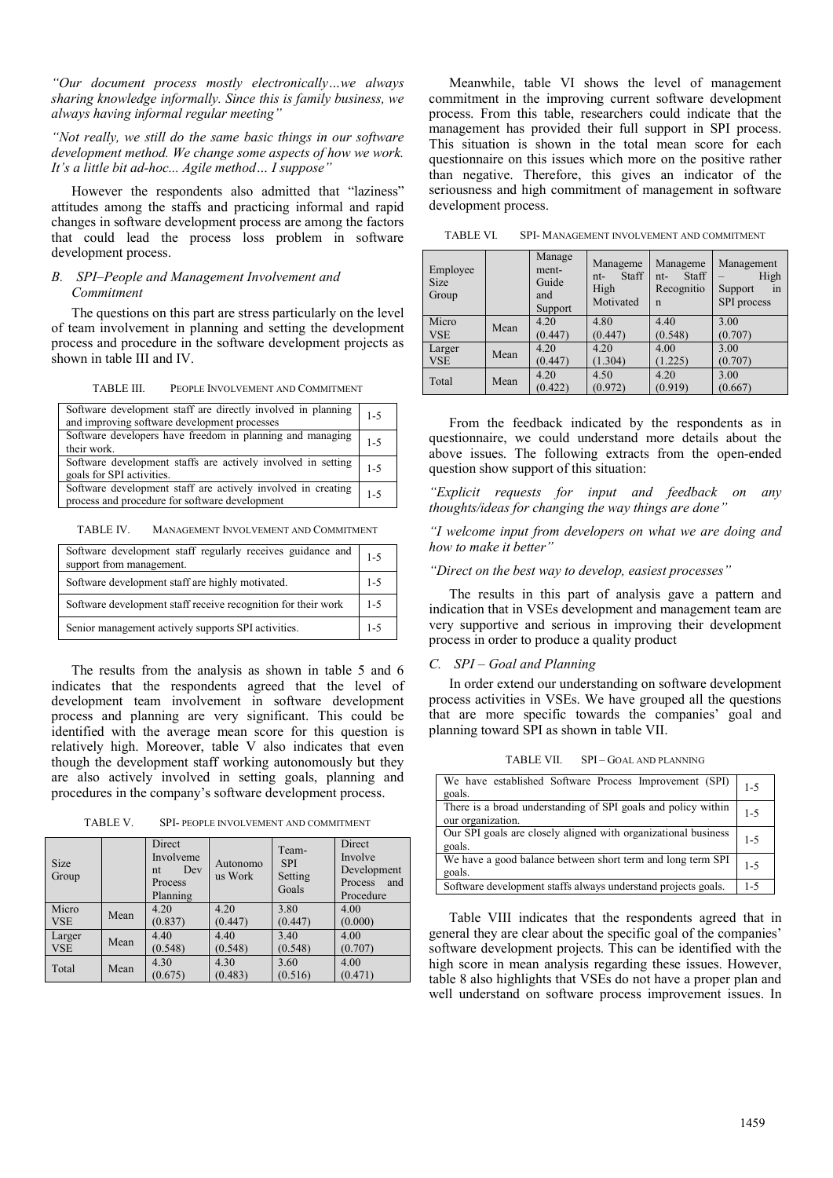*"Our document process mostly electronically…we always sharing knowledge informally. Since this is family business, we always having informal regular meeting"*

*"Not really, we still do the same basic things in our software development method. We change some aspects of how we work. It's a little bit ad-hoc... Agile method… I suppose"*

However the respondents also admitted that "laziness" attitudes among the staffs and practicing informal and rapid changes in software development process are among the factors that could lead the process loss problem in software development process.

### *B. SPI–People and Management Involvement and Commitment*

The questions on this part are stress particularly on the level of team involvement in planning and setting the development process and procedure in the software development projects as shown in table III and IV.

TABLE III. PEOPLE INVOLVEMENT AND COMMITMENT

| | |
|---|---|
| Software development staff are directly involved in planning and improving software development processes | 1-5 |
| Software developers have freedom in planning and managing their work. | 1-5 |
| Software development staffs are actively involved in setting goals for SPI activities. | 1-5 |
| Software development staff are actively involved in creating process and procedure for software development | 1-5 |

TABLE IV. MANAGEMENT INVOLVEMENT AND COMMITMENT

| | |
|---|---|
| Software development staff regularly receives guidance and support from management. | 1-5 |
| Software development staff are highly motivated. | 1-5 |
| Software development staff receive recognition for their work | 1-5 |
| Senior management actively supports SPI activities. | 1-5 |

The results from the analysis as shown in table 5 and 6 indicates that the respondents agreed that the level of development team involvement in software development process and planning are very significant. This could be identified with the average mean score for this question is relatively high. Moreover, table V also indicates that even though the development staff working autonomously but they are also actively involved in setting goals, planning and procedures in the company's software development process.

TABLE V. SPI- PEOPLE INVOLVEMENT AND COMMITMENT

| Size Group | | Direct Involvement Dev Process Planning | Autonomous Work | Team-SPI Setting Goals | Direct Involve Development Process and Procedure |
|---|---|---|---|---|---|
| Micro VSE | Mean | 4.20 (0.837) | 4.20 (0.447) | 3.80 (0.447) | 4.00 (0.000) |
| Larger VSE | Mean | 4.40 (0.548) | 4.40 (0.548) | 3.40 (0.548) | 4.00 (0.707) |
| Total | Mean | 4.30 (0.675) | 4.30 (0.483) | 3.60 (0.516) | 4.00 (0.471) |

Meanwhile, table VI shows the level of management commitment in the improving current software development process. From this table, researchers could indicate that the management has provided their full support in SPI process. This situation is shown in the total mean score for each questionnaire on this issues which more on the positive rather than negative. Therefore, this gives an indicator of the seriousness and high commitment of management in software development process.

TABLE VI. SPI- MANAGEMENT INVOLVEMENT AND COMMITMENT

| Employee Size Group | | Management-Guide and Support | Management-Staff High Motivated | Management-Staff Recognition | Management – High Support in SPI process |
|---|---|---|---|---|---|
| Micro VSE | Mean | 4.20 (0.447) | 4.80 (0.447) | 4.40 (0.548) | 3.00 (0.707) |
| Larger VSE | Mean | 4.20 (0.447) | 4.20 (1.304) | 4.00 (1.225) | 3.00 (0.707) |
| Total | Mean | 4.20 (0.422) | 4.50 (0.972) | 4.20 (0.919) | 3.00 (0.667) |

From the feedback indicated by the respondents as in questionnaire, we could understand more details about the above issues. The following extracts from the open-ended question show support of this situation:

*"Explicit requests for input and feedback on any thoughts/ideas for changing the way things are done"*

*"I welcome input from developers on what we are doing and how to make it better"*

*"Direct on the best way to develop, easiest processes"*

The results in this part of analysis gave a pattern and indication that in VSEs development and management team are very supportive and serious in improving their development process in order to produce a quality product

### *C. SPI – Goal and Planning*

In order extend our understanding on software development process activities in VSEs. We have grouped all the questions that are more specific towards the companies' goal and planning toward SPI as shown in table VII.

TABLE VII. SPI – GOAL AND PLANNING

| | |
|---|---|
| We have established Software Process Improvement (SPI) goals. | 1-5 |
| There is a broad understanding of SPI goals and policy within our organization. | 1-5 |
| Our SPI goals are closely aligned with organizational business goals. | 1-5 |
| We have a good balance between short term and long term SPI goals. | 1-5 |
| Software development staffs always understand projects goals. | 1-5 |

Table VIII indicates that the respondents agreed that in general they are clear about the specific goal of the companies' software development projects. This can be identified with the high score in mean analysis regarding these issues. However, table 8 also highlights that VSEs do not have a proper plan and well understand on software process improvement issues. In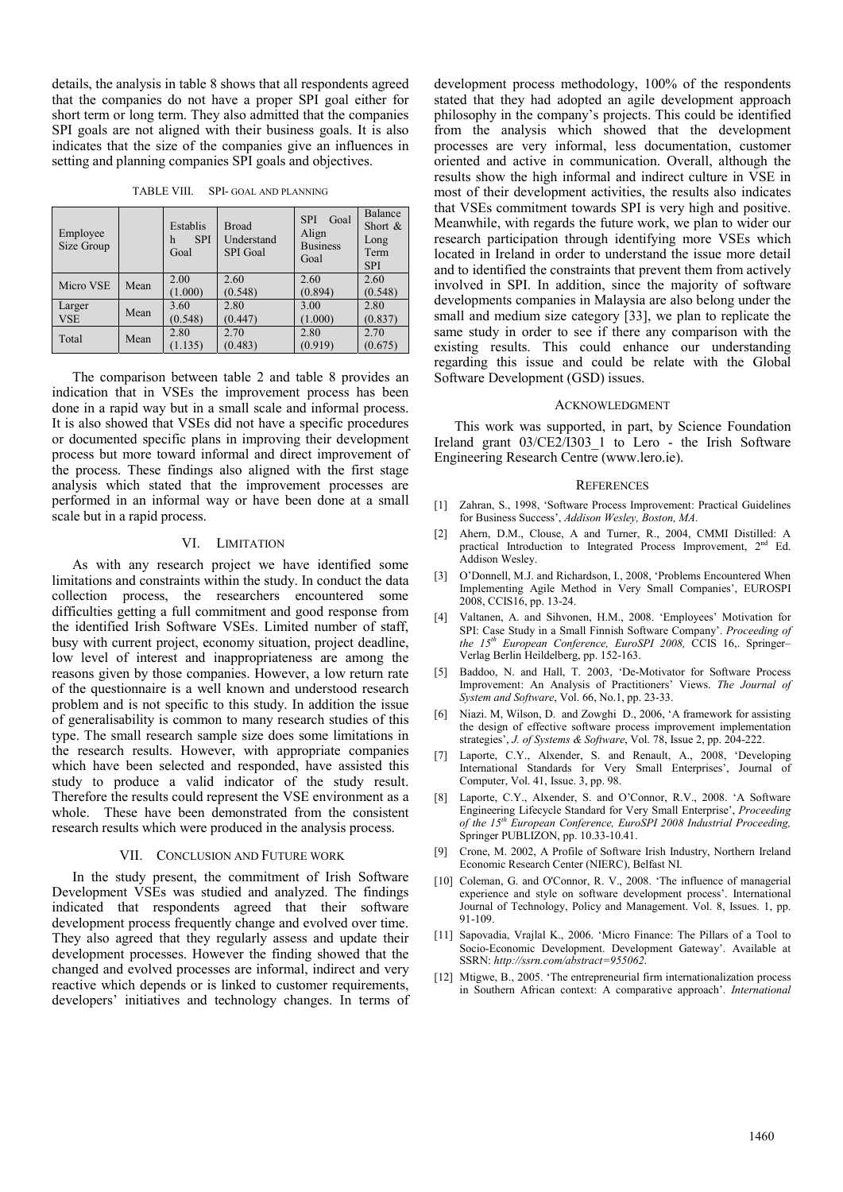details, the analysis in table 8 shows that all respondents agreed that the companies do not have a proper SPI goal either for short term or long term. They also admitted that the companies SPI goals are not aligned with their business goals. It is also indicates that the size of the companies give an influences in setting and planning companies SPI goals and objectives.

TABLE VIII. SPI- GOAL AND PLANNING

| Employee Size Group | | Establish SPI Goal | Broad Understand SPI Goal | SPI Goal Align Business Goal | Balance Short & Long Term SPI |
|---|---|---|---|---|---|
| Micro VSE | Mean | 2.00 (1.000) | 2.60 (0.548) | 2.60 (0.894) | 2.60 (0.548) |
| Larger VSE | Mean | 3.60 (0.548) | 2.80 (0.447) | 3.00 (1.000) | 2.80 (0.837) |
| Total | Mean | 2.80 (1.135) | 2.70 (0.483) | 2.80 (0.919) | 2.70 (0.675) |

The comparison between table 2 and table 8 provides an indication that in VSEs the improvement process has been done in a rapid way but in a small scale and informal process. It is also showed that VSEs did not have a specific procedures or documented specific plans in improving their development process but more toward informal and direct improvement of the process. These findings also aligned with the first stage analysis which stated that the improvement processes are performed in an informal way or have been done at a small scale but in a rapid process.

## VI. LIMITATION

As with any research project we have identified some limitations and constraints within the study. In conduct the data collection process, the researchers encountered some difficulties getting a full commitment and good response from the identified Irish Software VSEs. Limited number of staff, busy with current project, economy situation, project deadline, low level of interest and inappropriateness are among the reasons given by those companies. However, a low return rate of the questionnaire is a well known and understood research problem and is not specific to this study. In addition the issue of generalisability is common to many research studies of this type. The small research sample size does some limitations in the research results. However, with appropriate companies which have been selected and responded, have assisted this study to produce a valid indicator of the study result. Therefore the results could represent the VSE environment as a whole. These have been demonstrated from the consistent research results which were produced in the analysis process.

## VII. CONCLUSION AND FUTURE WORK

In the study present, the commitment of Irish Software Development VSEs was studied and analyzed. The findings indicated that respondents agreed that their software development process frequently change and evolved over time. They also agreed that they regularly assess and update their development processes. However the finding showed that the changed and evolved processes are informal, indirect and very reactive which depends or is linked to customer requirements, developers' initiatives and technology changes. In terms of development process methodology, 100% of the respondents stated that they had adopted an agile development approach philosophy in the company's projects. This could be identified from the analysis which showed that the development processes are very informal, less documentation, customer oriented and active in communication. Overall, although the results show the high informal and indirect culture in VSE in most of their development activities, the results also indicates that VSEs commitment towards SPI is very high and positive. Meanwhile, with regards the future work, we plan to wider our research participation through identifying more VSEs which located in Ireland in order to understand the issue more detail and to identified the constraints that prevent them from actively involved in SPI. In addition, since the majority of software developments companies in Malaysia are also belong under the small and medium size category [33], we plan to replicate the same study in order to see if there any comparison with the existing results. This could enhance our understanding regarding this issue and could be relate with the Global Software Development (GSD) issues.

## ACKNOWLEDGMENT

This work was supported, in part, by Science Foundation Ireland grant 03/CE2/I303_1 to Lero - the Irish Software Engineering Research Centre (www.lero.ie).

## REFERENCES

[1] Zahran, S., 1998, 'Software Process Improvement: Practical Guidelines for Business Success', *Addison Wesley, Boston, MA*.

[2] Ahern, D.M., Clouse, A and Turner, R., 2004, CMMI Distilled: A practical Introduction to Integrated Process Improvement, 2nd Ed. Addison Wesley.

[3] O'Donnell, M.J. and Richardson, I., 2008, 'Problems Encountered When Implementing Agile Method in Very Small Companies', EUROSPI 2008, CCIS16, pp. 13-24.

[4] Valtanen, A. and Sihvonen, H.M., 2008. 'Employees' Motivation for SPI: Case Study in a Small Finnish Software Company'. *Proceeding of the 15th European Conference, EuroSPI 2008,* CCIS 16,. Springer–Verlag Berlin Heildelberg, pp. 152-163.

[5] Baddoo, N. and Hall, T. 2003, 'De-Motivator for Software Process Improvement: An Analysis of Practitioners' Views. *The Journal of System and Software*, Vol. 66, No.1, pp. 23-33.

[6] Niazi. M, Wilson, D. and Zowghi D., 2006, 'A framework for assisting the design of effective software process improvement implementation strategies', *J. of Systems & Software*, Vol. 78, Issue 2, pp. 204-222.

[7] Laporte, C.Y., Alxender, S. and Renault, A., 2008, 'Developing International Standards for Very Small Enterprises', Journal of Computer, Vol. 41, Issue. 3, pp. 98.

[8] Laporte, C.Y., Alxender, S. and O'Connor, R.V., 2008. 'A Software Engineering Lifecycle Standard for Very Small Enterprise', *Proceeding of the 15th European Conference, EuroSPI 2008 Industrial Proceeding,* Springer PUBLIZON, pp. 10.33-10.41.

[9] Crone, M. 2002, A Profile of Software Irish Industry, Northern Ireland Economic Research Center (NIERC), Belfast NI.

[10] Coleman, G. and O'Connor, R. V., 2008. 'The influence of managerial experience and style on software development process'. International Journal of Technology, Policy and Management. Vol. 8, Issues. 1, pp. 91-109.

[11] Sapovadia, Vrajlal K., 2006. 'Micro Finance: The Pillars of a Tool to Socio-Economic Development. Development Gateway'. Available at SSRN: *http://ssrn.com/abstract=955062*.

[12] Mtigwe, B., 2005. 'The entrepreneurial firm internationalization process in Southern African context: A comparative approach'. *International*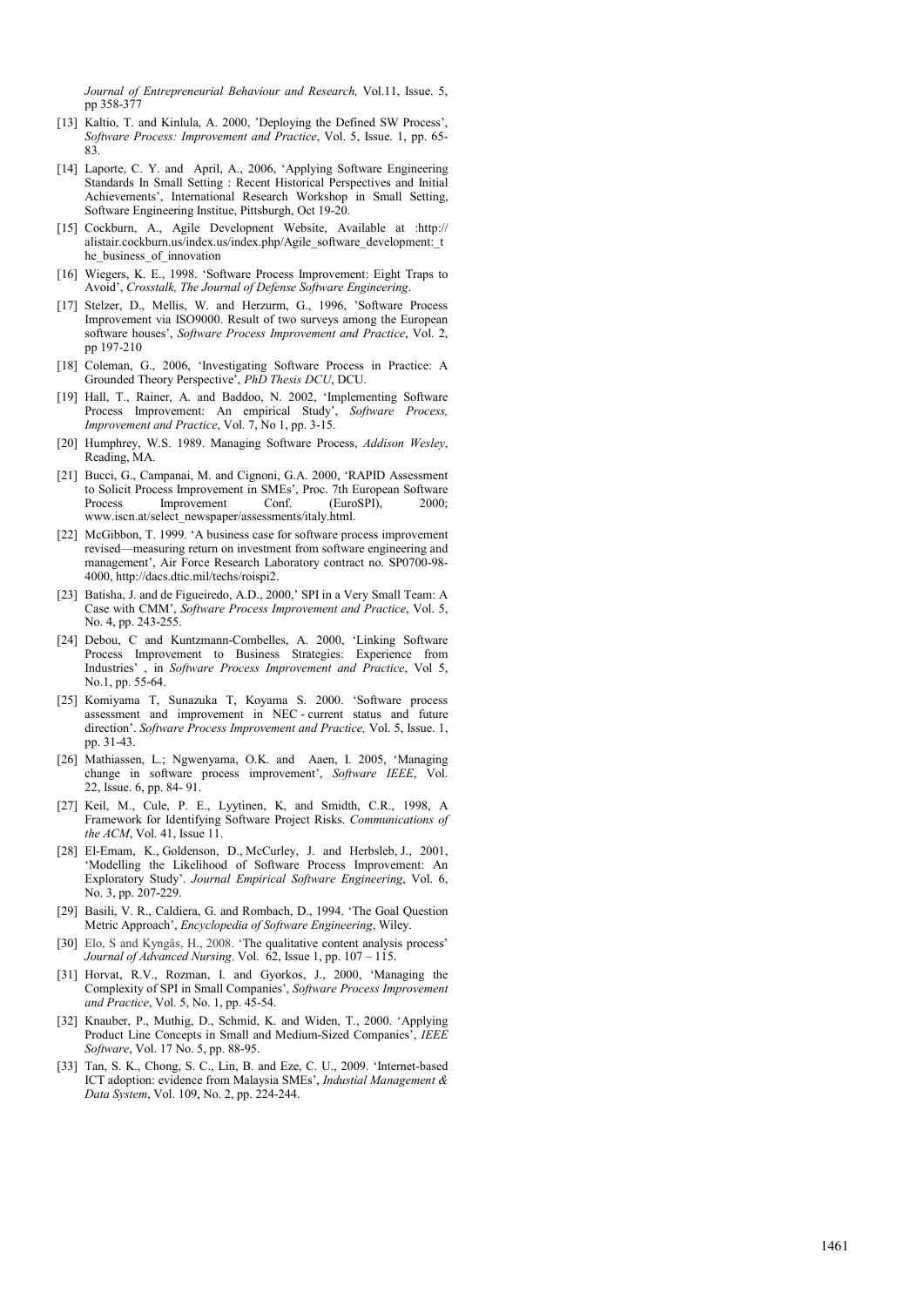*Journal of Entrepreneurial Behaviour and Research,* Vol.11, Issue. 5, pp 358-377

[13] Kaltio, T. and Kinlula, A. 2000, 'Deploying the Defined SW Process', *Software Process: Improvement and Practice*, Vol. 5, Issue. 1, pp. 65-83.

[14] Laporte, C. Y. and April, A., 2006, 'Applying Software Engineering Standards In Small Setting : Recent Historical Perspectives and Initial Achievements', International Research Workshop in Small Setting, Software Engineering Institue, Pittsburgh, Oct 19-20.

[15] Cockburn, A., Agile Developnent Website, Available at :http:// alistair.cockburn.us/index.us/index.php/Agile_software_development:_the_business_of_innovation

[16] Wiegers, K. E., 1998. 'Software Process Improvement: Eight Traps to Avoid', *Crosstalk, The Journal of Defense Software Engineering*.

[17] Stelzer, D., Mellis, W. and Herzurm, G., 1996, 'Software Process Improvement via ISO9000. Result of two surveys among the European software houses', *Software Process Improvement and Practice*, Vol. 2, pp 197-210

[18] Coleman, G., 2006, 'Investigating Software Process in Practice: A Grounded Theory Perspective', *PhD Thesis DCU*, DCU.

[19] Hall, T., Rainer, A. and Baddoo, N. 2002, 'Implementing Software Process Improvement: An empirical Study', *Software Process, Improvement and Practice*, Vol. 7, No 1, pp. 3-15.

[20] Humphrey, W.S. 1989. Managing Software Process, *Addison Wesley*, Reading, MA.

[21] Bucci, G., Campanai, M. and Cignoni, G.A. 2000, 'RAPID Assessment to Solicit Process Improvement in SMEs', Proc. 7th European Software Process Improvement Conf. (EuroSPI), 2000; www.iscn.at/select_newspaper/assessments/italy.html.

[22] McGibbon, T. 1999. 'A business case for software process improvement revised—measuring return on investment from software engineering and management', Air Force Research Laboratory contract no. SP0700-98-4000, http://dacs.dtic.mil/techs/roispi2.

[23] Batisha, J. and de Figueiredo, A.D., 2000,' SPI in a Very Small Team: A Case with CMM', *Software Process Improvement and Practice*, Vol. 5, No. 4, pp. 243-255.

[24] Debou, C and Kuntzmann-Combelles, A. 2000, 'Linking Software Process Improvement to Business Strategies: Experience from Industries' , in *Software Process Improvement and Practice*, Vol 5, No.1, pp. 55-64.

[25] Komiyama T, Sunazuka T, Koyama S. 2000. 'Software process assessment and improvement in NEC - current status and future direction'. *Software Process Improvement and Practice,* Vol. 5, Issue. 1, pp. 31-43.

[26] Mathiassen, L.; Ngwenyama, O.K. and Aaen, I. 2005, 'Managing change in software process improvement', *Software IEEE*, Vol. 22, Issue. 6, pp. 84- 91.

[27] Keil, M., Cule, P. E., Lyytinen, K, and Smidth, C.R., 1998, A Framework for Identifying Software Project Risks. *Communications of the ACM*, Vol. 41, Issue 11.

[28] El-Emam, K., Goldenson, D., McCurley, J. and Herbsleb, J., 2001, 'Modelling the Likelihood of Software Process Improvement: An Exploratory Study'. *Journal Empirical Software Engineering*, Vol. 6, No. 3, pp. 207-229.

[29] Basili, V. R., Caldiera, G. and Rombach, D., 1994. 'The Goal Question Metric Approach', *Encyclopedia of Software Engineering*, Wiley.

[30] Elo, S and Kyngäs, H., 2008. 'The qualitative content analysis process' *Journal of Advanced Nursing,* Vol. 62, Issue 1, pp. 107 – 115.

[31] Horvat, R.V., Rozman, I. and Gyorkos, J., 2000, 'Managing the Complexity of SPI in Small Companies', *Software Process Improvement and Practice*, Vol. 5, No. 1, pp. 45-54.

[32] Knauber, P., Muthig, D., Schmid, K. and Widen, T., 2000. 'Applying Product Line Concepts in Small and Medium-Sized Companies', *IEEE Software*, Vol. 17 No. 5, pp. 88-95.

[33] Tan, S. K., Chong, S. C., Lin, B. and Eze, C. U., 2009. 'Internet-based ICT adoption: evidence from Malaysia SMEs', *Industial Management & Data System*, Vol. 109, No. 2, pp. 224-244.